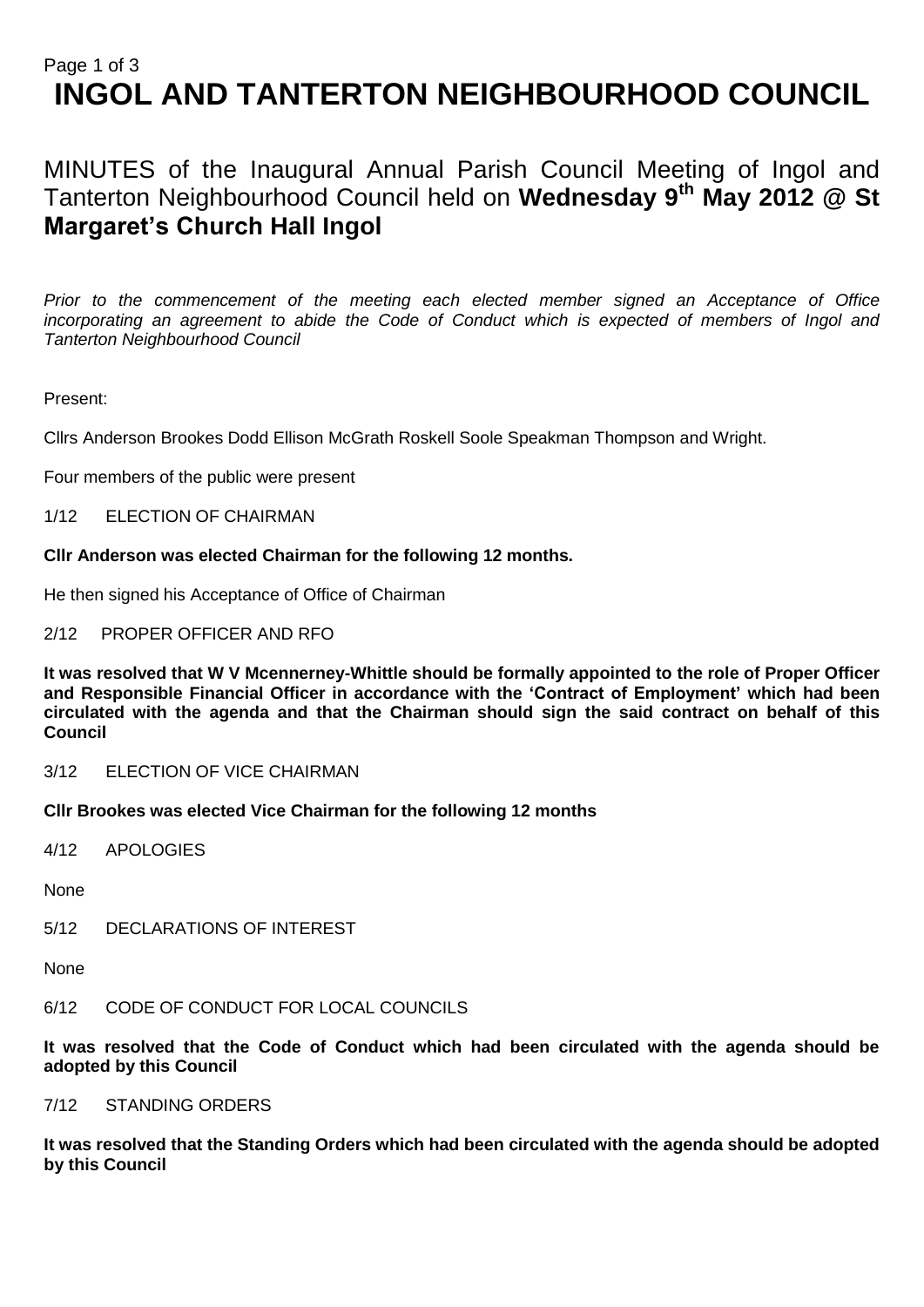# INGOL AND TANTERTON NEIGHBOURHOOD COUNCIL

## MINUTES of the Inaugural Annual Parish Council Meeting of Ingol and Tanterton Neighbourhood Council held on **Wednesday 9th May 2012 @ St Margaret's Church Hall Ingol**

*Prior to the commencement of the meeting each elected member signed an Acceptance of Office incorporating an agreement to abide the Code of Conduct which is expected of members of Ingol and Tanterton Neighbourhood Council*

Present:

Cllrs Anderson Brookes Dodd Ellison McGrath Roskell Soole Speakman Thompson and Wright.

Four members of the public were present

1/12 ELECTION OF CHAIRMAN

**Cllr Anderson was elected Chairman for the following 12 months.**

He then signed his Acceptance of Office of Chairman

2/12 PROPER OFFICER AND RFO

**It was resolved that W V Mcennerney-Whittle should be formally appointed to the role of Proper Officer and Responsible Financial Officer in accordance with the 'Contract of Employment' which had been circulated with the agenda and that the Chairman should sign the said contract on behalf of this Council**

3/12 ELECTION OF VICE CHAIRMAN

**Cllr Brookes was elected Vice Chairman for the following 12 months**

4/12 APOLOGIES

None

5/12 DECLARATIONS OF INTEREST

None

6/12 CODE OF CONDUCT FOR LOCAL COUNCILS

**It was resolved that the Code of Conduct which had been circulated with the agenda should be adopted by this Council**

7/12 STANDING ORDERS

**It was resolved that the Standing Orders which had been circulated with the agenda should be adopted by this Council**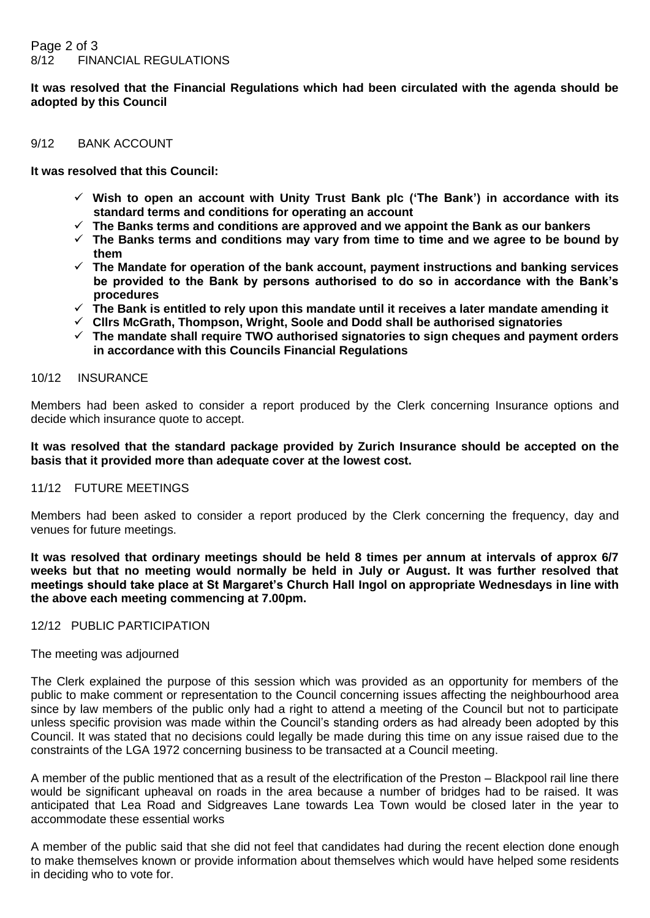## 8/12 FINANCIAL REGULATIONS

**It was resolved that the Financial Regulations which had been circulated with the agenda should be adopted by this Council**

## 9/12 BANK ACCOUNT

**It was resolved that this Council:**

- ✓ **Wish to open an account with Unity Trust Bank plc ('The Bank') in accordance with its standard terms and conditions for operating an account**
- ✓ **The Banks terms and conditions are approved and we appoint the Bank as our bankers**
- ✓ **The Banks terms and conditions may vary from time to time and we agree to be bound by them**
- ✓ **The Mandate for operation of the bank account, payment instructions and banking services be provided to the Bank by persons authorised to do so in accordance with the Bank's procedures**
- ✓ **The Bank is entitled to rely upon this mandate until it receives a later mandate amending it**
- ✓ **Cllrs McGrath, Thompson, Wright, Soole and Dodd shall be authorised signatories**
- ✓ **The mandate shall require TWO authorised signatories to sign cheques and payment orders in accordance with this Councils Financial Regulations**

## 10/12 INSURANCE

Members had been asked to consider a report produced by the Clerk concerning Insurance options and decide which insurance quote to accept.

**It was resolved that the standard package provided by Zurich Insurance should be accepted on the basis that it provided more than adequate cover at the lowest cost.**

## 11/12 FUTURE MEETINGS

Members had been asked to consider a report produced by the Clerk concerning the frequency, day and venues for future meetings.

**It was resolved that ordinary meetings should be held 8 times per annum at intervals of approx 6/7 weeks but that no meeting would normally be held in July or August. It was further resolved that meetings should take place at St Margaret's Church Hall Ingol on appropriate Wednesdays in line with the above each meeting commencing at 7.00pm.**

## 12/12 PUBLIC PARTICIPATION

The meeting was adjourned

The Clerk explained the purpose of this session which was provided as an opportunity for members of the public to make comment or representation to the Council concerning issues affecting the neighbourhood area since by law members of the public only had a right to attend a meeting of the Council but not to participate unless specific provision was made within the Council's standing orders as had already been adopted by this Council. It was stated that no decisions could legally be made during this time on any issue raised due to the constraints of the LGA 1972 concerning business to be transacted at a Council meeting.

A member of the public mentioned that as a result of the electrification of the Preston – Blackpool rail line there would be significant upheaval on roads in the area because a number of bridges had to be raised. It was anticipated that Lea Road and Sidgreaves Lane towards Lea Town would be closed later in the year to accommodate these essential works

A member of the public said that she did not feel that candidates had during the recent election done enough to make themselves known or provide information about themselves which would have helped some residents in deciding who to vote for.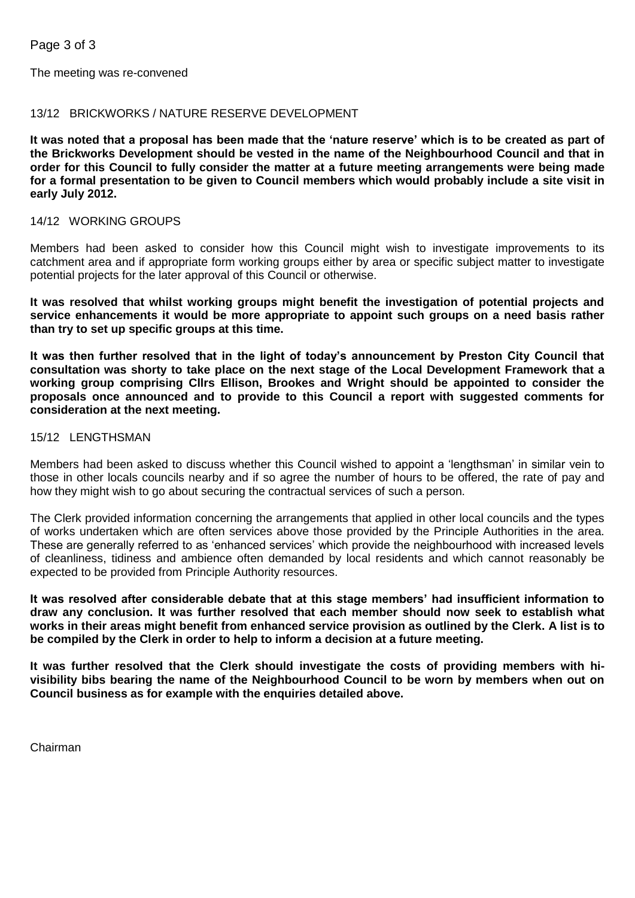The meeting was re-convened

## 13/12 BRICKWORKS / NATURE RESERVE DEVELOPMENT

**It was noted that a proposal has been made that the 'nature reserve' which is to be created as part of the Brickworks Development should be vested in the name of the Neighbourhood Council and that in order for this Council to fully consider the matter at a future meeting arrangements were being made for a formal presentation to be given to Council members which would probably include a site visit in early July 2012.**

## 14/12 WORKING GROUPS

Members had been asked to consider how this Council might wish to investigate improvements to its catchment area and if appropriate form working groups either by area or specific subject matter to investigate potential projects for the later approval of this Council or otherwise.

**It was resolved that whilst working groups might benefit the investigation of potential projects and service enhancements it would be more appropriate to appoint such groups on a need basis rather than try to set up specific groups at this time.**

**It was then further resolved that in the light of today's announcement by Preston City Council that consultation was shorty to take place on the next stage of the Local Development Framework that a working group comprising Cllrs Ellison, Brookes and Wright should be appointed to consider the proposals once announced and to provide to this Council a report with suggested comments for consideration at the next meeting.**

## 15/12 LENGTHSMAN

Members had been asked to discuss whether this Council wished to appoint a 'lengthsman' in similar vein to those in other locals councils nearby and if so agree the number of hours to be offered, the rate of pay and how they might wish to go about securing the contractual services of such a person.

The Clerk provided information concerning the arrangements that applied in other local councils and the types of works undertaken which are often services above those provided by the Principle Authorities in the area. These are generally referred to as 'enhanced services' which provide the neighbourhood with increased levels of cleanliness, tidiness and ambience often demanded by local residents and which cannot reasonably be expected to be provided from Principle Authority resources.

**It was resolved after considerable debate that at this stage members' had insufficient information to draw any conclusion. It was further resolved that each member should now seek to establish what works in their areas might benefit from enhanced service provision as outlined by the Clerk. A list is to be compiled by the Clerk in order to help to inform a decision at a future meeting.**

**It was further resolved that the Clerk should investigate the costs of providing members with hi-visibility bibs bearing the name of the Neighbourhood Council to be worn by members when out on Council business as for example with the enquiries detailed above.**

Chairman